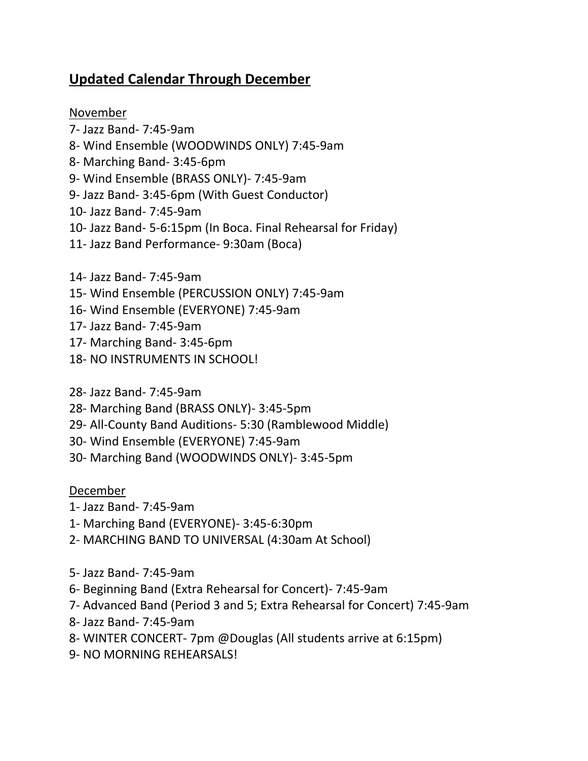## **Updated Calendar Through December**

November

7- Jazz Band- 7:45-9am
8- Wind Ensemble (WOODWINDS ONLY) 7:45-9am
8- Marching Band- 3:45-6pm
9- Wind Ensemble (BRASS ONLY)- 7:45-9am
9- Jazz Band- 3:45-6pm (With Guest Conductor)
10- Jazz Band- 7:45-9am
10- Jazz Band- 5-6:15pm (In Boca. Final Rehearsal for Friday)
11- Jazz Band Performance- 9:30am (Boca)

14- Jazz Band- 7:45-9am
15- Wind Ensemble (PERCUSSION ONLY) 7:45-9am
16- Wind Ensemble (EVERYONE) 7:45-9am
17- Jazz Band- 7:45-9am
17- Marching Band- 3:45-6pm
18- NO INSTRUMENTS IN SCHOOL!

28- Jazz Band- 7:45-9am
28- Marching Band (BRASS ONLY)- 3:45-5pm
29- All-County Band Auditions- 5:30 (Ramblewood Middle)
30- Wind Ensemble (EVERYONE) 7:45-9am
30- Marching Band (WOODWINDS ONLY)- 3:45-5pm

December

1- Jazz Band- 7:45-9am
1- Marching Band (EVERYONE)- 3:45-6:30pm
2- MARCHING BAND TO UNIVERSAL (4:30am At School)

5- Jazz Band- 7:45-9am
6- Beginning Band (Extra Rehearsal for Concert)- 7:45-9am
7- Advanced Band (Period 3 and 5; Extra Rehearsal for Concert) 7:45-9am
8- Jazz Band- 7:45-9am
8- WINTER CONCERT- 7pm @Douglas (All students arrive at 6:15pm)
9- NO MORNING REHEARSALS!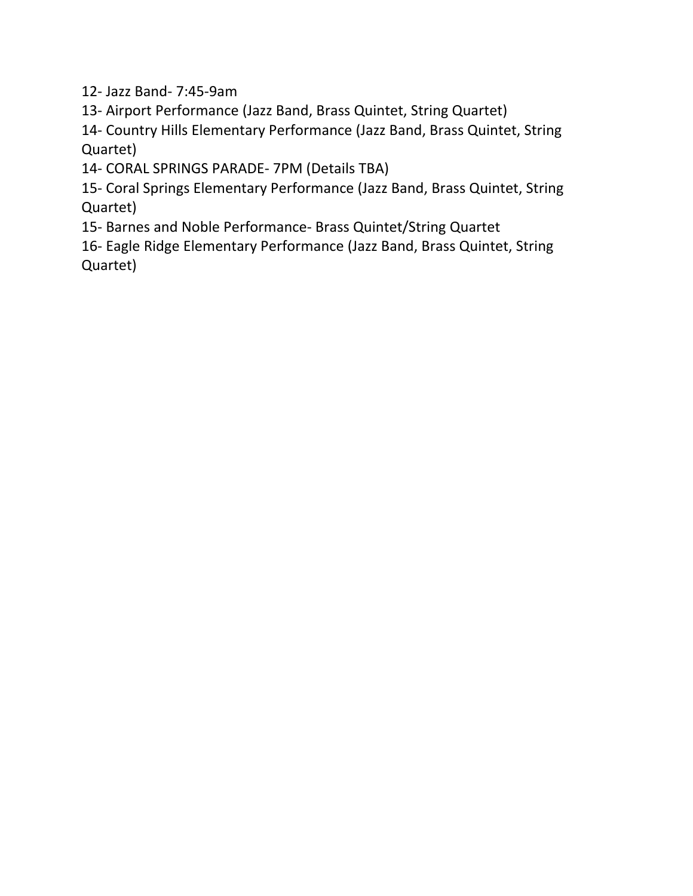12- Jazz Band- 7:45-9am

13- Airport Performance (Jazz Band, Brass Quintet, String Quartet)

14- Country Hills Elementary Performance (Jazz Band, Brass Quintet, String Quartet)

14- CORAL SPRINGS PARADE- 7PM (Details TBA)

15- Coral Springs Elementary Performance (Jazz Band, Brass Quintet, String Quartet)

15- Barnes and Noble Performance- Brass Quintet/String Quartet

16- Eagle Ridge Elementary Performance (Jazz Band, Brass Quintet, String Quartet)